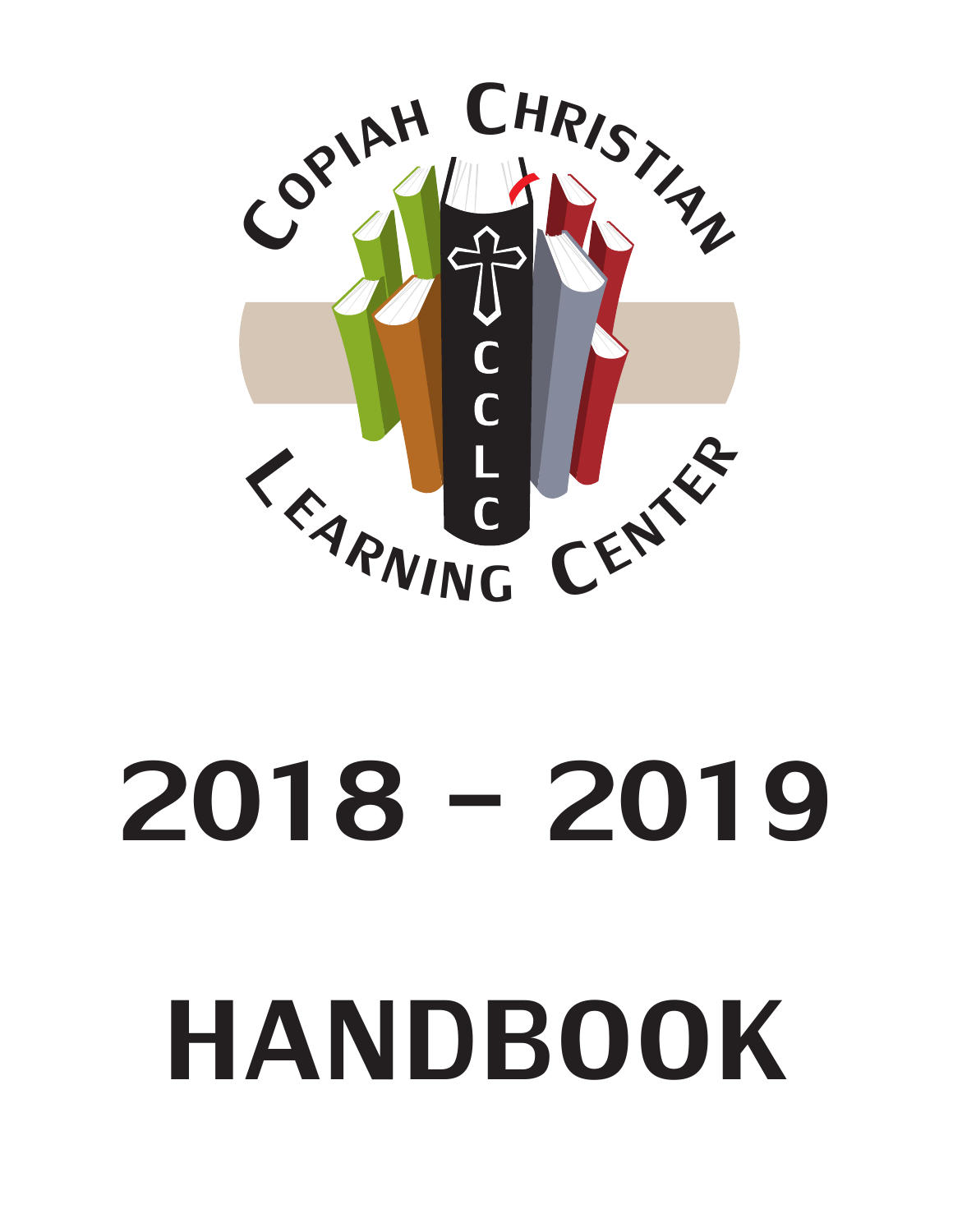Copiah Christian Learning Center

CCLC

# 2018 – 2019

# HANDBOOK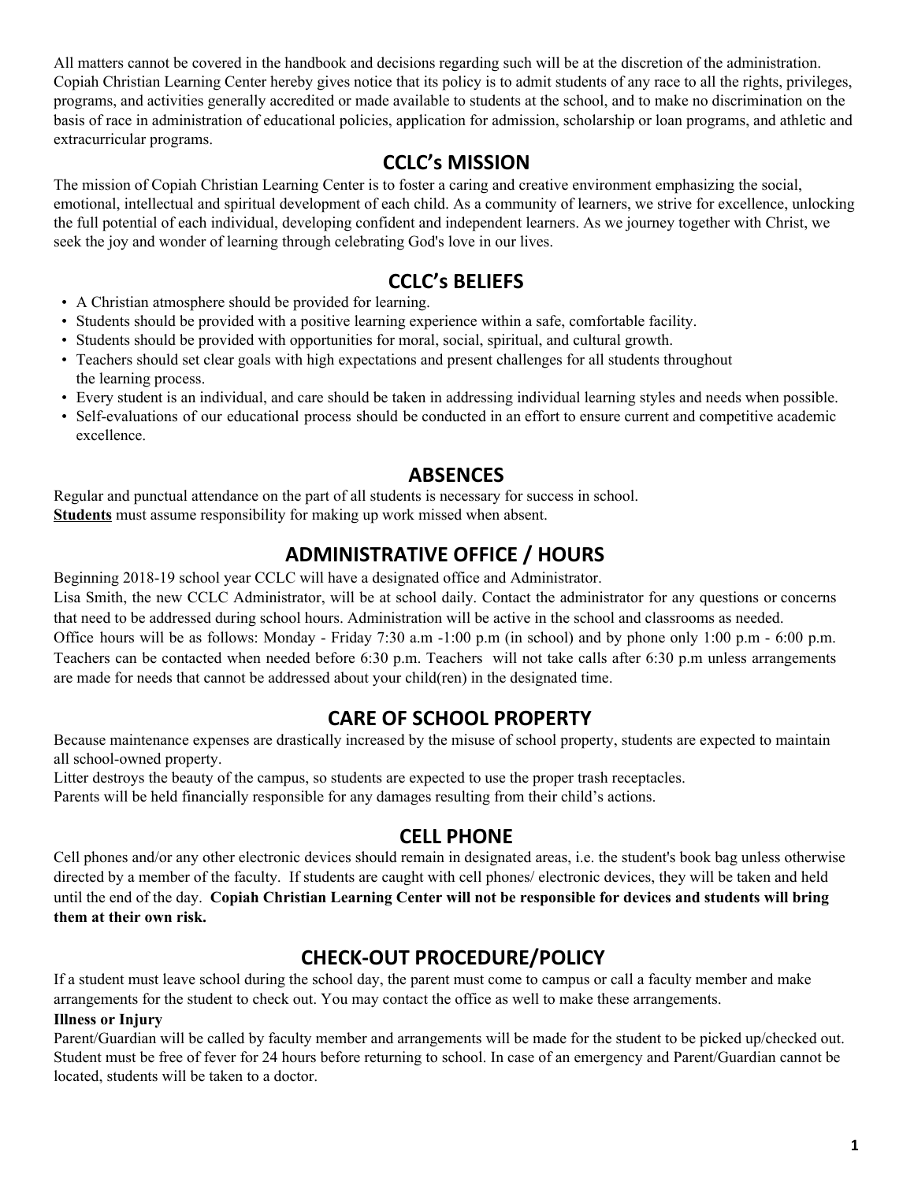All matters cannot be covered in the handbook and decisions regarding such will be at the discretion of the administration. Copiah Christian Learning Center hereby gives notice that its policy is to admit students of any race to all the rights, privileges, programs, and activities generally accredited or made available to students at the school, and to make no discrimination on the basis of race in administration of educational policies, application for admission, scholarship or loan programs, and athletic and extracurricular programs.

## CCLC's MISSION

The mission of Copiah Christian Learning Center is to foster a caring and creative environment emphasizing the social, emotional, intellectual and spiritual development of each child. As a community of learners, we strive for excellence, unlocking the full potential of each individual, developing confident and independent learners. As we journey together with Christ, we seek the joy and wonder of learning through celebrating God's love in our lives.

## CCLC's BELIEFS

- A Christian atmosphere should be provided for learning.
- Students should be provided with a positive learning experience within a safe, comfortable facility.
- Students should be provided with opportunities for moral, social, spiritual, and cultural growth.
- Teachers should set clear goals with high expectations and present challenges for all students throughout the learning process.
- Every student is an individual, and care should be taken in addressing individual learning styles and needs when possible.
- Self-evaluations of our educational process should be conducted in an effort to ensure current and competitive academic excellence.

## ABSENCES

Regular and punctual attendance on the part of all students is necessary for success in school.
**Students** must assume responsibility for making up work missed when absent.

## ADMINISTRATIVE OFFICE / HOURS

Beginning 2018-19 school year CCLC will have a designated office and Administrator.
Lisa Smith, the new CCLC Administrator, will be at school daily. Contact the administrator for any questions or concerns that need to be addressed during school hours. Administration will be active in the school and classrooms as needed.
Office hours will be as follows: Monday - Friday 7:30 a.m -1:00 p.m (in school) and by phone only 1:00 p.m - 6:00 p.m. Teachers can be contacted when needed before 6:30 p.m. Teachers will not take calls after 6:30 p.m unless arrangements are made for needs that cannot be addressed about your child(ren) in the designated time.

## CARE OF SCHOOL PROPERTY

Because maintenance expenses are drastically increased by the misuse of school property, students are expected to maintain all school-owned property.
Litter destroys the beauty of the campus, so students are expected to use the proper trash receptacles.
Parents will be held financially responsible for any damages resulting from their child's actions.

## CELL PHONE

Cell phones and/or any other electronic devices should remain in designated areas, i.e. the student's book bag unless otherwise directed by a member of the faculty. If students are caught with cell phones/ electronic devices, they will be taken and held until the end of the day. **Copiah Christian Learning Center will not be responsible for devices and students will bring them at their own risk.**

## CHECK-OUT PROCEDURE/POLICY

If a student must leave school during the school day, the parent must come to campus or call a faculty member and make arrangements for the student to check out. You may contact the office as well to make these arrangements.

**Illness or Injury**

Parent/Guardian will be called by faculty member and arrangements will be made for the student to be picked up/checked out. Student must be free of fever for 24 hours before returning to school. In case of an emergency and Parent/Guardian cannot be located, students will be taken to a doctor.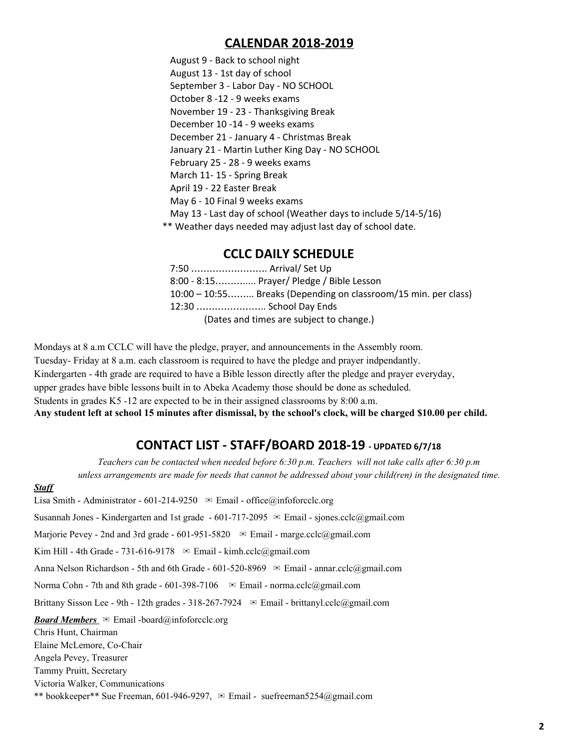## CALENDAR 2018-2019

August 9 - Back to school night
August 13 - 1st day of school
September 3 - Labor Day - NO SCHOOL
October 8 -12 - 9 weeks exams
November 19 - 23 - Thanksgiving Break
December 10 -14 - 9 weeks exams
December 21 - January 4 - Christmas Break
January 21 - Martin Luther King Day - NO SCHOOL
February 25 - 28 - 9 weeks exams
March 11- 15 - Spring Break
April 19 - 22 Easter Break
May 6 - 10 Final 9 weeks exams
May 13 - Last day of school (Weather days to include 5/14-5/16)
** Weather days needed may adjust last day of school date.

## CCLC DAILY SCHEDULE

7:50 ......................... Arrival/ Set Up
8:00 - 8:15............. Prayer/ Pledge / Bible Lesson
10:00 – 10:55......... Breaks (Depending on classroom/15 min. per class)
12:30 ....................... School Day Ends
(Dates and times are subject to change.)

Mondays at 8 a.m CCLC will have the pledge, prayer, and announcements in the Assembly room.
Tuesday- Friday at 8 a.m. each classroom is required to have the pledge and prayer indpendantly.
Kindergarten - 4th grade are required to have a Bible lesson directly after the pledge and prayer everyday, upper grades have bible lessons built in to Abeka Academy those should be done as scheduled.
Students in grades K5 -12 are expected to be in their assigned classrooms by 8:00 a.m.
**Any student left at school 15 minutes after dismissal, by the school's clock, will be charged $10.00 per child.**

## CONTACT LIST - STAFF/BOARD 2018-19 - UPDATED 6/7/18

*Teachers can be contacted when needed before 6:30 p.m. Teachers will not take calls after 6:30 p.m unless arrangements are made for needs that cannot be addressed about your child(ren) in the designated time.*

***Staff***

Lisa Smith - Administrator - 601-214-9250 ✉ Email - office@infoforcclc.org

Susannah Jones - Kindergarten and 1st grade - 601-717-2095 ✉ Email - sjones.cclc@gmail.com

Marjorie Pevey - 2nd and 3rd grade - 601-951-5820 ✉ Email - marge.cclc@gmail.com

Kim Hill - 4th Grade - 731-616-9178 ✉ Email - kimh.cclc@gmail.com

Anna Nelson Richardson - 5th and 6th Grade - 601-520-8969 ✉ Email - annar.cclc@gmail.com

Norma Cohn - 7th and 8th grade - 601-398-7106 ✉ Email - norma.cclc@gmail.com

Brittany Sisson Lee - 9th - 12th grades - 318-267-7924 ✉ Email - brittanyl.cclc@gmail.com

***Board Members*** ✉ Email -board@infoforcclc.org
Chris Hunt, Chairman
Elaine McLemore, Co-Chair
Angela Pevey, Treasurer
Tammy Pruitt, Secretary
Victoria Walker, Communications
** bookkeeper** Sue Freeman, 601-946-9297, ✉ Email - suefreeman5254@gmail.com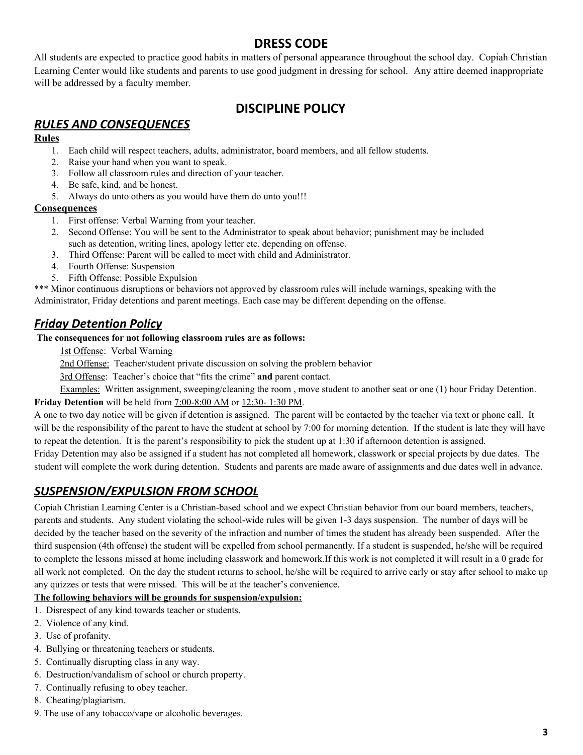# DRESS CODE

All students are expected to practice good habits in matters of personal appearance throughout the school day. Copiah Christian Learning Center would like students and parents to use good judgment in dressing for school. Any attire deemed inappropriate will be addressed by a faculty member.

# DISCIPLINE POLICY

## *RULES AND CONSEQUENCES*

**Rules**

1. Each child will respect teachers, adults, administrator, board members, and all fellow students.
2. Raise your hand when you want to speak.
3. Follow all classroom rules and direction of your teacher.
4. Be safe, kind, and be honest.
5. Always do unto others as you would have them do unto you!!!

**Consequences**

1. First offense: Verbal Warning from your teacher.
2. Second Offense: You will be sent to the Administrator to speak about behavior; punishment may be included such as detention, writing lines, apology letter etc. depending on offense.
3. Third Offense: Parent will be called to meet with child and Administrator.
4. Fourth Offense: Suspension
5. Fifth Offense: Possible Expulsion

*** Minor continuous disruptions or behaviors not approved by classroom rules will include warnings, speaking with the Administrator, Friday detentions and parent meetings. Each case may be different depending on the offense.

## *Friday Detention Policy*

**The consequences for not following classroom rules are as follows:**

1st Offense: Verbal Warning

2nd Offense: Teacher/student private discussion on solving the problem behavior

3rd Offense: Teacher's choice that "fits the crime" **and** parent contact.

Examples: Written assignment, sweeping/cleaning the room , move student to another seat or one (1) hour Friday Detention.

**Friday Detention** will be held from 7:00-8:00 AM or 12:30- 1:30 PM.

A one to two day notice will be given if detention is assigned. The parent will be contacted by the teacher via text or phone call. It will be the responsibility of the parent to have the student at school by 7:00 for morning detention. If the student is late they will have to repeat the detention. It is the parent's responsibility to pick the student up at 1:30 if afternoon detention is assigned.

Friday Detention may also be assigned if a student has not completed all homework, classwork or special projects by due dates. The student will complete the work during detention. Students and parents are made aware of assignments and due dates well in advance.

## *SUSPENSION/EXPULSION FROM SCHOOL*

Copiah Christian Learning Center is a Christian-based school and we expect Christian behavior from our board members, teachers, parents and students. Any student violating the school-wide rules will be given 1-3 days suspension. The number of days will be decided by the teacher based on the severity of the infraction and number of times the student has already been suspended. After the third suspension (4th offense) the student will be expelled from school permanently. If a student is suspended, he/she will be required to complete the lessons missed at home including classwork and homework.If this work is not completed it will result in a 0 grade for all work not completed. On the day the student returns to school, he/she will be required to arrive early or stay after school to make up any quizzes or tests that were missed. This will be at the teacher's convenience.

**The following behaviors will be grounds for suspension/expulsion:**

1. Disrespect of any kind towards teacher or students.
2. Violence of any kind.
3. Use of profanity.
4. Bullying or threatening teachers or students.
5. Continually disrupting class in any way.
6. Destruction/vandalism of school or church property.
7. Continually refusing to obey teacher.
8. Cheating/plagiarism.
9. The use of any tobacco/vape or alcoholic beverages.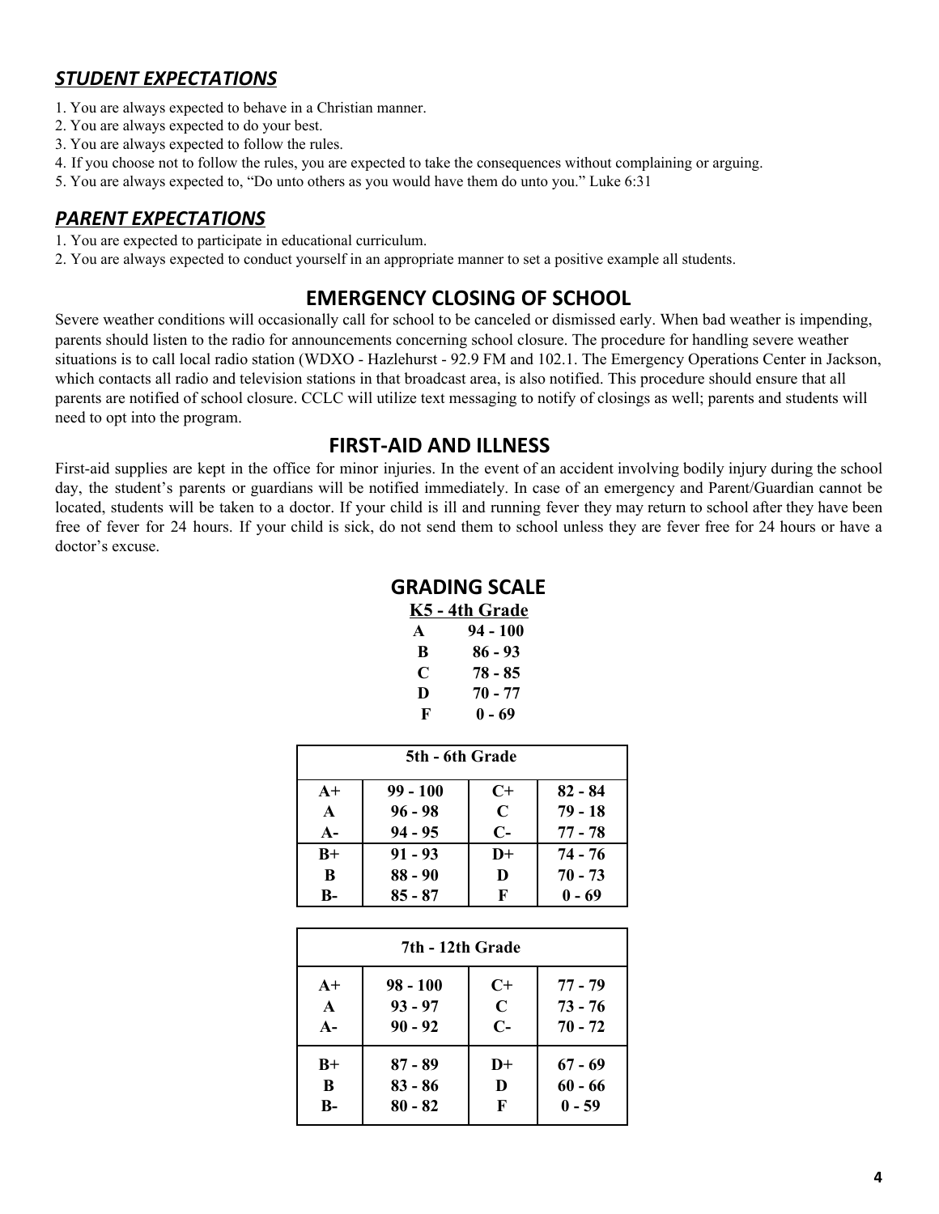## ***STUDENT EXPECTATIONS***

1. You are always expected to behave in a Christian manner.
2. You are always expected to do your best.
3. You are always expected to follow the rules.
4. If you choose not to follow the rules, you are expected to take the consequences without complaining or arguing.
5. You are always expected to, "Do unto others as you would have them do unto you." Luke 6:31

## ***PARENT EXPECTATIONS***

1. You are expected to participate in educational curriculum.
2. You are always expected to conduct yourself in an appropriate manner to set a positive example all students.

## EMERGENCY CLOSING OF SCHOOL

Severe weather conditions will occasionally call for school to be canceled or dismissed early. When bad weather is impending, parents should listen to the radio for announcements concerning school closure. The procedure for handling severe weather situations is to call local radio station (WDXO - Hazlehurst - 92.9 FM and 102.1. The Emergency Operations Center in Jackson, which contacts all radio and television stations in that broadcast area, is also notified. This procedure should ensure that all parents are notified of school closure. CCLC will utilize text messaging to notify of closings as well; parents and students will need to opt into the program.

## FIRST-AID AND ILLNESS

First-aid supplies are kept in the office for minor injuries. In the event of an accident involving bodily injury during the school day, the student's parents or guardians will be notified immediately. In case of an emergency and Parent/Guardian cannot be located, students will be taken to a doctor. If your child is ill and running fever they may return to school after they have been free of fever for 24 hours. If your child is sick, do not send them to school unless they are fever free for 24 hours or have a doctor's excuse.

## GRADING SCALE

**K5 - 4th Grade**

| | |
|---|---|
| **A** | **94 - 100** |
| **B** | **86 - 93** |
| **C** | **78 - 85** |
| **D** | **70 - 77** |
| **F** | **0 - 69** |

| 5th - 6th Grade | | | |
|---|---|---|---|
| **A+** | **99 - 100** | **C+** | **82 - 84** |
| **A** | **96 - 98** | **C** | **79 - 18** |
| **A-** | **94 - 95** | **C-** | **77 - 78** |
| **B+** | **91 - 93** | **D+** | **74 - 76** |
| **B** | **88 - 90** | **D** | **70 - 73** |
| **B-** | **85 - 87** | **F** | **0 - 69** |

| 7th - 12th Grade | | | |
|---|---|---|---|
| **A+** | **98 - 100** | **C+** | **77 - 79** |
| **A** | **93 - 97** | **C** | **73 - 76** |
| **A-** | **90 - 92** | **C-** | **70 - 72** |
| **B+** | **87 - 89** | **D+** | **67 - 69** |
| **B** | **83 - 86** | **D** | **60 - 66** |
| **B-** | **80 - 82** | **F** | **0 - 59** |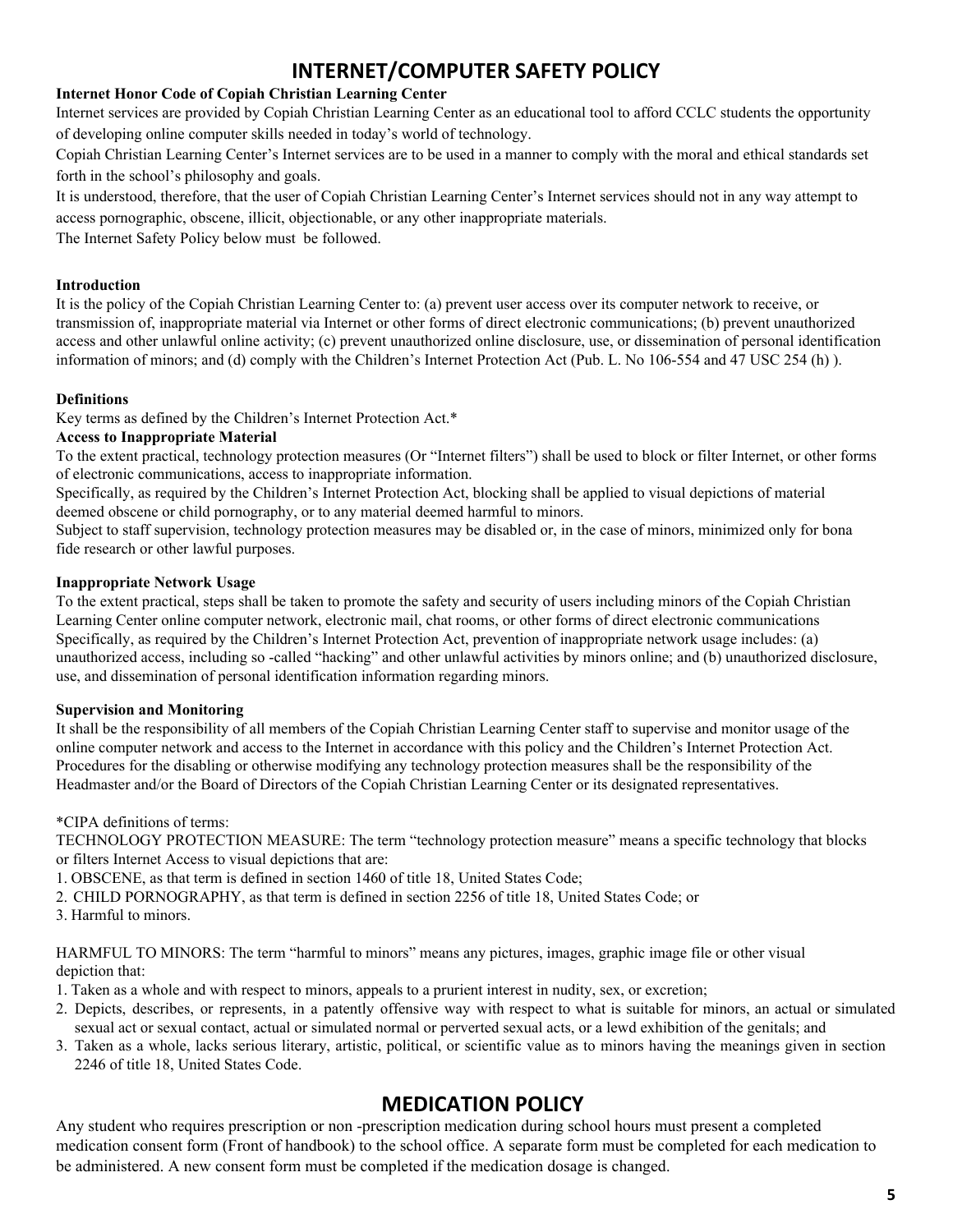# INTERNET/COMPUTER SAFETY POLICY

**Internet Honor Code of Copiah Christian Learning Center**

Internet services are provided by Copiah Christian Learning Center as an educational tool to afford CCLC students the opportunity of developing online computer skills needed in today's world of technology.

Copiah Christian Learning Center's Internet services are to be used in a manner to comply with the moral and ethical standards set forth in the school's philosophy and goals.

It is understood, therefore, that the user of Copiah Christian Learning Center's Internet services should not in any way attempt to access pornographic, obscene, illicit, objectionable, or any other inappropriate materials.

The Internet Safety Policy below must be followed.

**Introduction**

It is the policy of the Copiah Christian Learning Center to: (a) prevent user access over its computer network to receive, or transmission of, inappropriate material via Internet or other forms of direct electronic communications; (b) prevent unauthorized access and other unlawful online activity; (c) prevent unauthorized online disclosure, use, or dissemination of personal identification information of minors; and (d) comply with the Children's Internet Protection Act (Pub. L. No 106-554 and 47 USC 254 (h) ).

**Definitions**

Key terms as defined by the Children's Internet Protection Act.*

**Access to Inappropriate Material**

To the extent practical, technology protection measures (Or "Internet filters") shall be used to block or filter Internet, or other forms of electronic communications, access to inappropriate information.

Specifically, as required by the Children's Internet Protection Act, blocking shall be applied to visual depictions of material deemed obscene or child pornography, or to any material deemed harmful to minors.

Subject to staff supervision, technology protection measures may be disabled or, in the case of minors, minimized only for bona fide research or other lawful purposes.

**Inappropriate Network Usage**

To the extent practical, steps shall be taken to promote the safety and security of users including minors of the Copiah Christian Learning Center online computer network, electronic mail, chat rooms, or other forms of direct electronic communications Specifically, as required by the Children's Internet Protection Act, prevention of inappropriate network usage includes: (a) unauthorized access, including so -called "hacking" and other unlawful activities by minors online; and (b) unauthorized disclosure, use, and dissemination of personal identification information regarding minors.

**Supervision and Monitoring**

It shall be the responsibility of all members of the Copiah Christian Learning Center staff to supervise and monitor usage of the online computer network and access to the Internet in accordance with this policy and the Children's Internet Protection Act. Procedures for the disabling or otherwise modifying any technology protection measures shall be the responsibility of the Headmaster and/or the Board of Directors of the Copiah Christian Learning Center or its designated representatives.

*CIPA definitions of terms:

TECHNOLOGY PROTECTION MEASURE: The term "technology protection measure" means a specific technology that blocks or filters Internet Access to visual depictions that are:

1. OBSCENE, as that term is defined in section 1460 of title 18, United States Code;
2. CHILD PORNOGRAPHY, as that term is defined in section 2256 of title 18, United States Code; or
3. Harmful to minors.

HARMFUL TO MINORS: The term "harmful to minors" means any pictures, images, graphic image file or other visual depiction that:

1. Taken as a whole and with respect to minors, appeals to a prurient interest in nudity, sex, or excretion;
2. Depicts, describes, or represents, in a patently offensive way with respect to what is suitable for minors, an actual or simulated sexual act or sexual contact, actual or simulated normal or perverted sexual acts, or a lewd exhibition of the genitals; and
3. Taken as a whole, lacks serious literary, artistic, political, or scientific value as to minors having the meanings given in section 2246 of title 18, United States Code.

# MEDICATION POLICY

Any student who requires prescription or non -prescription medication during school hours must present a completed medication consent form (Front of handbook) to the school office. A separate form must be completed for each medication to be administered. A new consent form must be completed if the medication dosage is changed.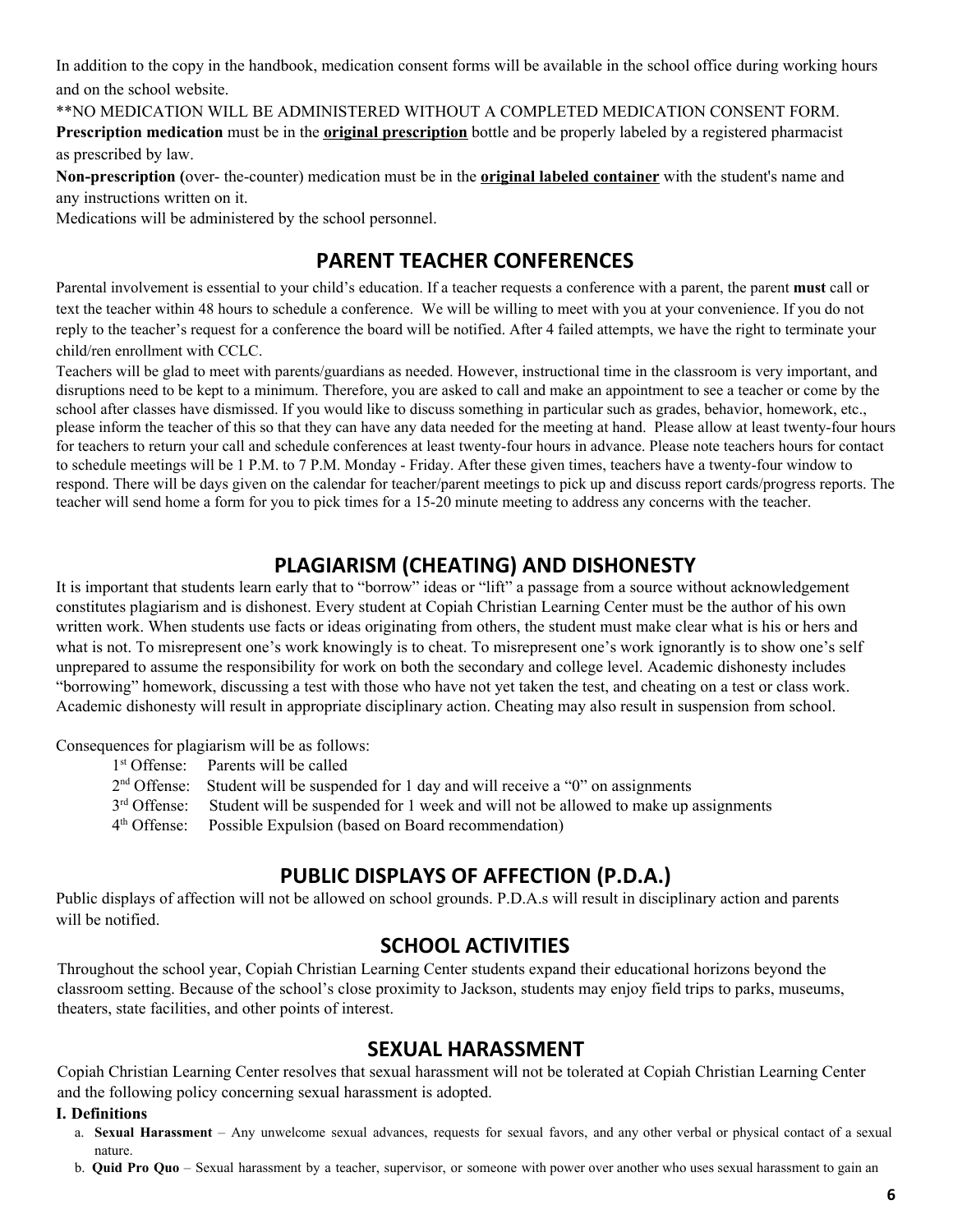In addition to the copy in the handbook, medication consent forms will be available in the school office during working hours and on the school website.

**NO MEDICATION WILL BE ADMINISTERED WITHOUT A COMPLETED MEDICATION CONSENT FORM.

**Prescription medication** must be in the **original prescription** bottle and be properly labeled by a registered pharmacist as prescribed by law.

**Non-prescription (**over- the-counter) medication must be in the **original labeled container** with the student's name and any instructions written on it.

Medications will be administered by the school personnel.

## PARENT TEACHER CONFERENCES

Parental involvement is essential to your child's education. If a teacher requests a conference with a parent, the parent **must** call or text the teacher within 48 hours to schedule a conference. We will be willing to meet with you at your convenience. If you do not reply to the teacher's request for a conference the board will be notified. After 4 failed attempts, we have the right to terminate your child/ren enrollment with CCLC.

Teachers will be glad to meet with parents/guardians as needed. However, instructional time in the classroom is very important, and disruptions need to be kept to a minimum. Therefore, you are asked to call and make an appointment to see a teacher or come by the school after classes have dismissed. If you would like to discuss something in particular such as grades, behavior, homework, etc., please inform the teacher of this so that they can have any data needed for the meeting at hand. Please allow at least twenty-four hours for teachers to return your call and schedule conferences at least twenty-four hours in advance. Please note teachers hours for contact to schedule meetings will be 1 P.M. to 7 P.M. Monday - Friday. After these given times, teachers have a twenty-four window to respond. There will be days given on the calendar for teacher/parent meetings to pick up and discuss report cards/progress reports. The teacher will send home a form for you to pick times for a 15-20 minute meeting to address any concerns with the teacher.

## PLAGIARISM (CHEATING) AND DISHONESTY

It is important that students learn early that to "borrow" ideas or "lift" a passage from a source without acknowledgement constitutes plagiarism and is dishonest. Every student at Copiah Christian Learning Center must be the author of his own written work. When students use facts or ideas originating from others, the student must make clear what is his or hers and what is not. To misrepresent one's work knowingly is to cheat. To misrepresent one's work ignorantly is to show one's self unprepared to assume the responsibility for work on both the secondary and college level. Academic dishonesty includes "borrowing" homework, discussing a test with those who have not yet taken the test, and cheating on a test or class work. Academic dishonesty will result in appropriate disciplinary action. Cheating may also result in suspension from school.

Consequences for plagiarism will be as follows:

- 1st Offense: Parents will be called
- 2nd Offense: Student will be suspended for 1 day and will receive a "0" on assignments
- 3rd Offense: Student will be suspended for 1 week and will not be allowed to make up assignments
- 4th Offense: Possible Expulsion (based on Board recommendation)

## PUBLIC DISPLAYS OF AFFECTION (P.D.A.)

Public displays of affection will not be allowed on school grounds. P.D.A.s will result in disciplinary action and parents will be notified.

## SCHOOL ACTIVITIES

Throughout the school year, Copiah Christian Learning Center students expand their educational horizons beyond the classroom setting. Because of the school's close proximity to Jackson, students may enjoy field trips to parks, museums, theaters, state facilities, and other points of interest.

## SEXUAL HARASSMENT

Copiah Christian Learning Center resolves that sexual harassment will not be tolerated at Copiah Christian Learning Center and the following policy concerning sexual harassment is adopted.

**I. Definitions**

a. **Sexual Harassment** – Any unwelcome sexual advances, requests for sexual favors, and any other verbal or physical contact of a sexual nature.

b. **Quid Pro Quo** – Sexual harassment by a teacher, supervisor, or someone with power over another who uses sexual harassment to gain an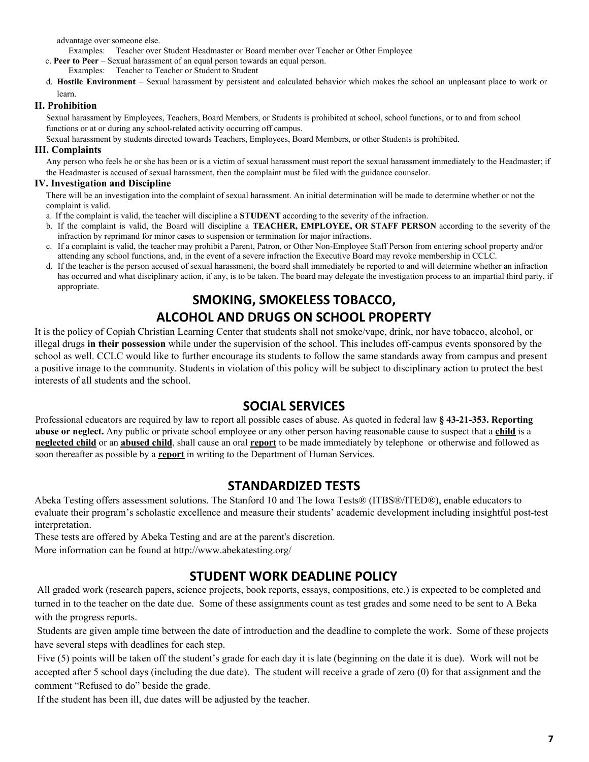advantage over someone else.

Examples: Teacher over Student Headmaster or Board member over Teacher or Other Employee

c. **Peer to Peer** – Sexual harassment of an equal person towards an equal person.

Examples: Teacher to Teacher or Student to Student

d. **Hostile Environment** – Sexual harassment by persistent and calculated behavior which makes the school an unpleasant place to work or learn.

### II. Prohibition

Sexual harassment by Employees, Teachers, Board Members, or Students is prohibited at school, school functions, or to and from school functions or at or during any school-related activity occurring off campus.

Sexual harassment by students directed towards Teachers, Employees, Board Members, or other Students is prohibited.

### III. Complaints

Any person who feels he or she has been or is a victim of sexual harassment must report the sexual harassment immediately to the Headmaster; if the Headmaster is accused of sexual harassment, then the complaint must be filed with the guidance counselor.

### IV. Investigation and Discipline

There will be an investigation into the complaint of sexual harassment. An initial determination will be made to determine whether or not the complaint is valid.

a. If the complaint is valid, the teacher will discipline a **STUDENT** according to the severity of the infraction.

b. If the complaint is valid, the Board will discipline a **TEACHER, EMPLOYEE, OR STAFF PERSON** according to the severity of the infraction by reprimand for minor cases to suspension or termination for major infractions.

c. If a complaint is valid, the teacher may prohibit a Parent, Patron, or Other Non-Employee Staff Person from entering school property and/or attending any school functions, and, in the event of a severe infraction the Executive Board may revoke membership in CCLC.

d. If the teacher is the person accused of sexual harassment, the board shall immediately be reported to and will determine whether an infraction has occurred and what disciplinary action, if any, is to be taken. The board may delegate the investigation process to an impartial third party, if appropriate.

## SMOKING, SMOKELESS TOBACCO, ALCOHOL AND DRUGS ON SCHOOL PROPERTY

It is the policy of Copiah Christian Learning Center that students shall not smoke/vape, drink, nor have tobacco, alcohol, or illegal drugs **in their possession** while under the supervision of the school. This includes off-campus events sponsored by the school as well. CCLC would like to further encourage its students to follow the same standards away from campus and present a positive image to the community. Students in violation of this policy will be subject to disciplinary action to protect the best interests of all students and the school.

## SOCIAL SERVICES

Professional educators are required by law to report all possible cases of abuse. As quoted in federal law **§ 43-21-353. Reporting abuse or neglect.** Any public or private school employee or any other person having reasonable cause to suspect that a **child** is a **neglected child** or an **abused child**, shall cause an oral **report** to be made immediately by telephone or otherwise and followed as soon thereafter as possible by a **report** in writing to the Department of Human Services.

## STANDARDIZED TESTS

Abeka Testing offers assessment solutions. The Stanford 10 and The Iowa Tests® (ITBS®/ITED®), enable educators to evaluate their program's scholastic excellence and measure their students' academic development including insightful post-test interpretation.

These tests are offered by Abeka Testing and are at the parent's discretion.

More information can be found at http://www.abekatesting.org/

## STUDENT WORK DEADLINE POLICY

All graded work (research papers, science projects, book reports, essays, compositions, etc.) is expected to be completed and turned in to the teacher on the date due. Some of these assignments count as test grades and some need to be sent to A Beka with the progress reports.

Students are given ample time between the date of introduction and the deadline to complete the work. Some of these projects have several steps with deadlines for each step.

Five (5) points will be taken off the student's grade for each day it is late (beginning on the date it is due). Work will not be accepted after 5 school days (including the due date). The student will receive a grade of zero (0) for that assignment and the comment "Refused to do" beside the grade.

If the student has been ill, due dates will be adjusted by the teacher.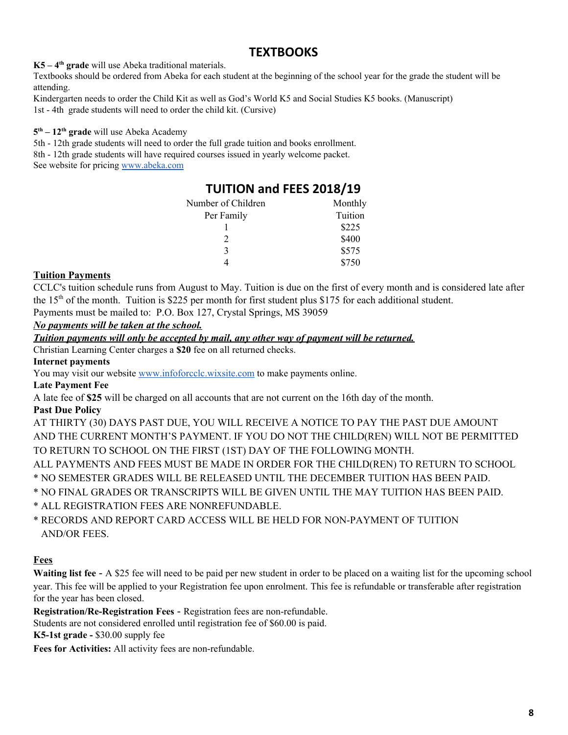# TEXTBOOKS

**K5 – 4th grade** will use Abeka traditional materials.
Textbooks should be ordered from Abeka for each student at the beginning of the school year for the grade the student will be attending.
Kindergarten needs to order the Child Kit as well as God's World K5 and Social Studies K5 books. (Manuscript)
1st - 4th grade students will need to order the child kit. (Cursive)

**5th – 12th grade** will use Abeka Academy
5th - 12th grade students will need to order the full grade tuition and books enrollment.
8th - 12th grade students will have required courses issued in yearly welcome packet.
See website for pricing www.abeka.com

# TUITION and FEES 2018/19

| Number of Children Per Family | Monthly Tuition |
|---|---|
| 1 | $225 |
| 2 | $400 |
| 3 | $575 |
| 4 | $750 |

**Tuition Payments**

CCLC's tuition schedule runs from August to May. Tuition is due on the first of every month and is considered late after the 15th of the month. Tuition is $225 per month for first student plus $175 for each additional student.
Payments must be mailed to: P.O. Box 127, Crystal Springs, MS 39059

***No payments will be taken at the school.***

***Tuition payments will only be accepted by mail, any other way of payment will be returned.***

Christian Learning Center charges a **$20** fee on all returned checks.

**Internet payments**

You may visit our website www.infoforcclc.wixsite.com to make payments online.

**Late Payment Fee**

A late fee of **$25** will be charged on all accounts that are not current on the 16th day of the month.

**Past Due Policy**

AT THIRTY (30) DAYS PAST DUE, YOU WILL RECEIVE A NOTICE TO PAY THE PAST DUE AMOUNT AND THE CURRENT MONTH'S PAYMENT. IF YOU DO NOT THE CHILD(REN) WILL NOT BE PERMITTED TO RETURN TO SCHOOL ON THE FIRST (1ST) DAY OF THE FOLLOWING MONTH.
ALL PAYMENTS AND FEES MUST BE MADE IN ORDER FOR THE CHILD(REN) TO RETURN TO SCHOOL

* NO SEMESTER GRADES WILL BE RELEASED UNTIL THE DECEMBER TUITION HAS BEEN PAID.
* NO FINAL GRADES OR TRANSCRIPTS WILL BE GIVEN UNTIL THE MAY TUITION HAS BEEN PAID.
* ALL REGISTRATION FEES ARE NONREFUNDABLE.
* RECORDS AND REPORT CARD ACCESS WILL BE HELD FOR NON-PAYMENT OF TUITION AND/OR FEES.

**Fees**

**Waiting list fee** - A $25 fee will need to be paid per new student in order to be placed on a waiting list for the upcoming school year. This fee will be applied to your Registration fee upon enrolment. This fee is refundable or transferable after registration for the year has been closed.

**Registration/Re-Registration Fees** - Registration fees are non-refundable.
Students are not considered enrolled until registration fee of $60.00 is paid.

**K5-1st grade -** $30.00 supply fee

**Fees for Activities:** All activity fees are non-refundable.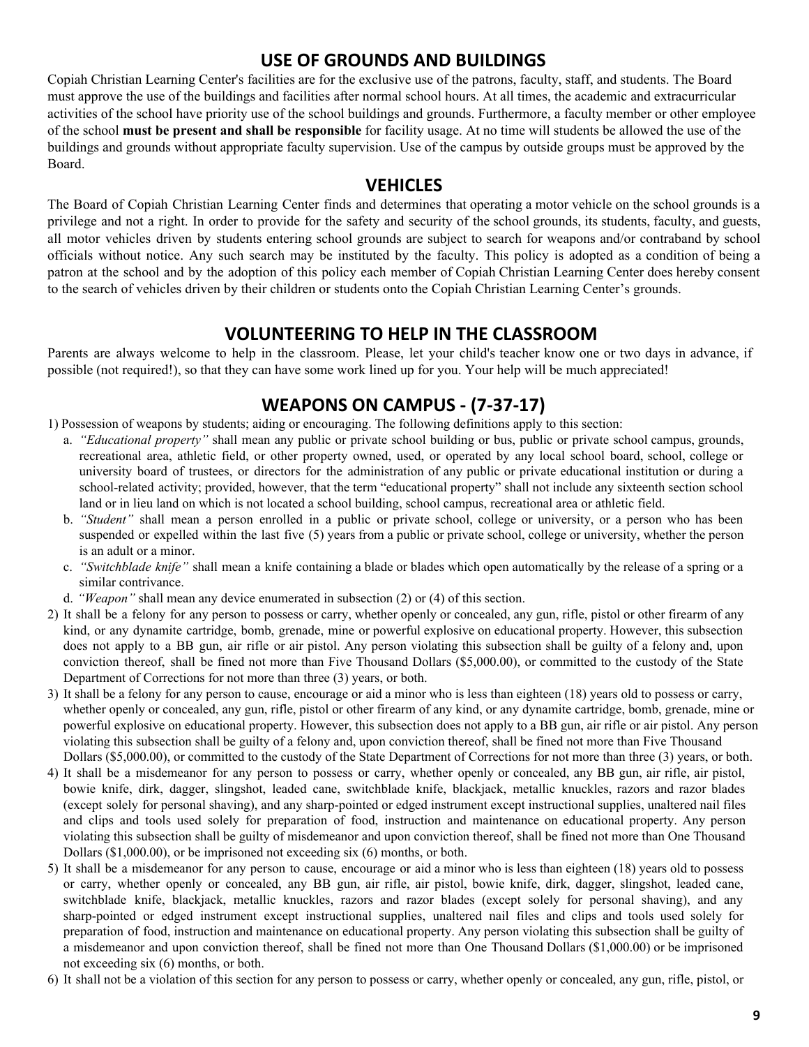## USE OF GROUNDS AND BUILDINGS

Copiah Christian Learning Center's facilities are for the exclusive use of the patrons, faculty, staff, and students. The Board must approve the use of the buildings and facilities after normal school hours. At all times, the academic and extracurricular activities of the school have priority use of the school buildings and grounds. Furthermore, a faculty member or other employee of the school **must be present and shall be responsible** for facility usage. At no time will students be allowed the use of the buildings and grounds without appropriate faculty supervision. Use of the campus by outside groups must be approved by the Board.

## VEHICLES

The Board of Copiah Christian Learning Center finds and determines that operating a motor vehicle on the school grounds is a privilege and not a right. In order to provide for the safety and security of the school grounds, its students, faculty, and guests, all motor vehicles driven by students entering school grounds are subject to search for weapons and/or contraband by school officials without notice. Any such search may be instituted by the faculty. This policy is adopted as a condition of being a patron at the school and by the adoption of this policy each member of Copiah Christian Learning Center does hereby consent to the search of vehicles driven by their children or students onto the Copiah Christian Learning Center's grounds.

## VOLUNTEERING TO HELP IN THE CLASSROOM

Parents are always welcome to help in the classroom. Please, let your child's teacher know one or two days in advance, if possible (not required!), so that they can have some work lined up for you. Your help will be much appreciated!

## WEAPONS ON CAMPUS - (7-37-17)

1) Possession of weapons by students; aiding or encouraging. The following definitions apply to this section:
   a. *"Educational property"* shall mean any public or private school building or bus, public or private school campus, grounds, recreational area, athletic field, or other property owned, used, or operated by any local school board, school, college or university board of trustees, or directors for the administration of any public or private educational institution or during a school-related activity; provided, however, that the term "educational property" shall not include any sixteenth section school land or in lieu land on which is not located a school building, school campus, recreational area or athletic field.
   b. *"Student"* shall mean a person enrolled in a public or private school, college or university, or a person who has been suspended or expelled within the last five (5) years from a public or private school, college or university, whether the person is an adult or a minor.
   c. *"Switchblade knife"* shall mean a knife containing a blade or blades which open automatically by the release of a spring or a similar contrivance.
   d. *"Weapon"* shall mean any device enumerated in subsection (2) or (4) of this section.
2) It shall be a felony for any person to possess or carry, whether openly or concealed, any gun, rifle, pistol or other firearm of any kind, or any dynamite cartridge, bomb, grenade, mine or powerful explosive on educational property. However, this subsection does not apply to a BB gun, air rifle or air pistol. Any person violating this subsection shall be guilty of a felony and, upon conviction thereof, shall be fined not more than Five Thousand Dollars ($5,000.00), or committed to the custody of the State Department of Corrections for not more than three (3) years, or both.
3) It shall be a felony for any person to cause, encourage or aid a minor who is less than eighteen (18) years old to possess or carry, whether openly or concealed, any gun, rifle, pistol or other firearm of any kind, or any dynamite cartridge, bomb, grenade, mine or powerful explosive on educational property. However, this subsection does not apply to a BB gun, air rifle or air pistol. Any person violating this subsection shall be guilty of a felony and, upon conviction thereof, shall be fined not more than Five Thousand Dollars ($5,000.00), or committed to the custody of the State Department of Corrections for not more than three (3) years, or both.
4) It shall be a misdemeanor for any person to possess or carry, whether openly or concealed, any BB gun, air rifle, air pistol, bowie knife, dirk, dagger, slingshot, leaded cane, switchblade knife, blackjack, metallic knuckles, razors and razor blades (except solely for personal shaving), and any sharp-pointed or edged instrument except instructional supplies, unaltered nail files and clips and tools used solely for preparation of food, instruction and maintenance on educational property. Any person violating this subsection shall be guilty of misdemeanor and upon conviction thereof, shall be fined not more than One Thousand Dollars ($1,000.00), or be imprisoned not exceeding six (6) months, or both.
5) It shall be a misdemeanor for any person to cause, encourage or aid a minor who is less than eighteen (18) years old to possess or carry, whether openly or concealed, any BB gun, air rifle, air pistol, bowie knife, dirk, dagger, slingshot, leaded cane, switchblade knife, blackjack, metallic knuckles, razors and razor blades (except solely for personal shaving), and any sharp-pointed or edged instrument except instructional supplies, unaltered nail files and clips and tools used solely for preparation of food, instruction and maintenance on educational property. Any person violating this subsection shall be guilty of a misdemeanor and upon conviction thereof, shall be fined not more than One Thousand Dollars ($1,000.00) or be imprisoned not exceeding six (6) months, or both.
6) It shall not be a violation of this section for any person to possess or carry, whether openly or concealed, any gun, rifle, pistol, or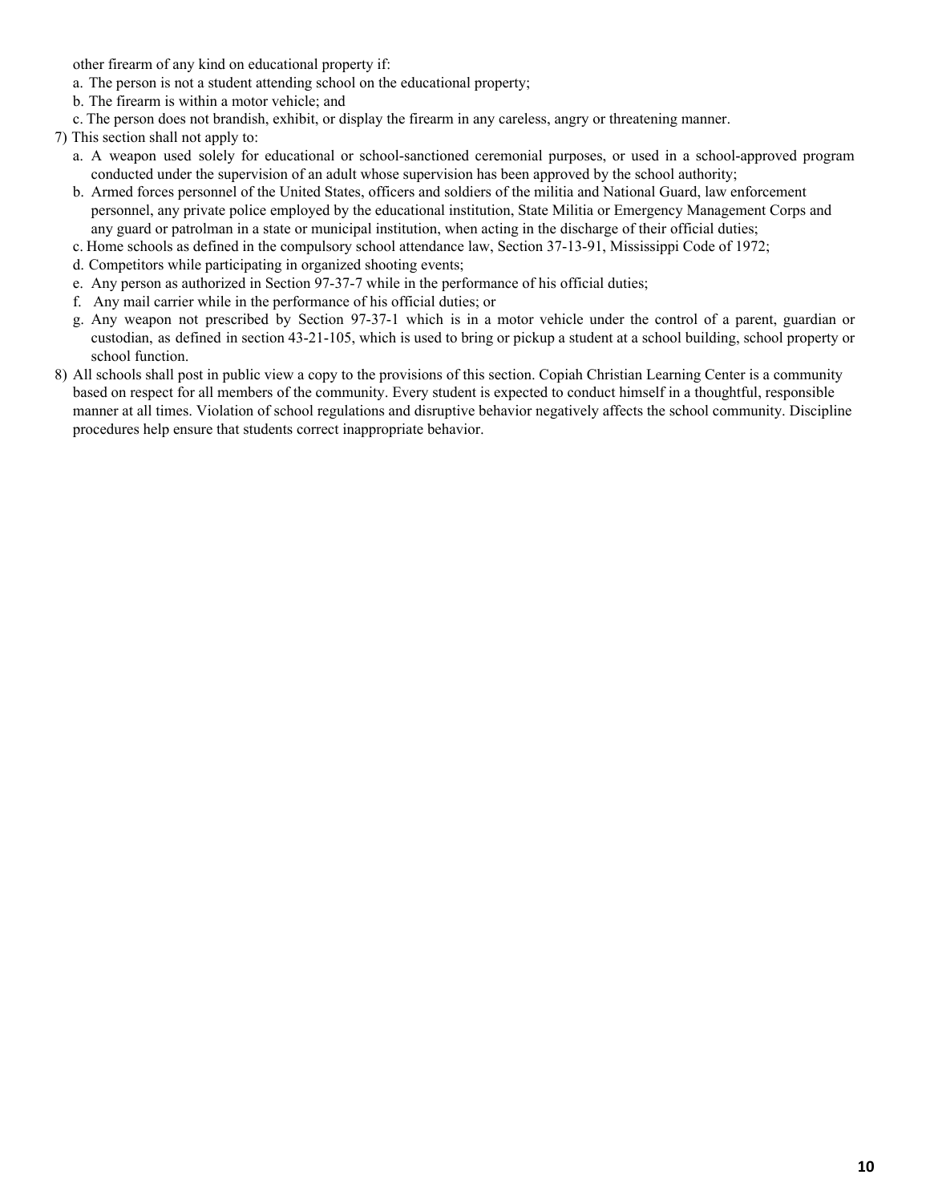other firearm of any kind on educational property if:

a. The person is not a student attending school on the educational property;
b. The firearm is within a motor vehicle; and
c. The person does not brandish, exhibit, or display the firearm in any careless, angry or threatening manner.

7) This section shall not apply to:
   a. A weapon used solely for educational or school-sanctioned ceremonial purposes, or used in a school-approved program conducted under the supervision of an adult whose supervision has been approved by the school authority;
   b. Armed forces personnel of the United States, officers and soldiers of the militia and National Guard, law enforcement personnel, any private police employed by the educational institution, State Militia or Emergency Management Corps and any guard or patrolman in a state or municipal institution, when acting in the discharge of their official duties;
   c. Home schools as defined in the compulsory school attendance law, Section 37-13-91, Mississippi Code of 1972;
   d. Competitors while participating in organized shooting events;
   e. Any person as authorized in Section 97-37-7 while in the performance of his official duties;
   f. Any mail carrier while in the performance of his official duties; or
   g. Any weapon not prescribed by Section 97-37-1 which is in a motor vehicle under the control of a parent, guardian or custodian, as defined in section 43-21-105, which is used to bring or pickup a student at a school building, school property or school function.
8) All schools shall post in public view a copy to the provisions of this section. Copiah Christian Learning Center is a community based on respect for all members of the community. Every student is expected to conduct himself in a thoughtful, responsible manner at all times. Violation of school regulations and disruptive behavior negatively affects the school community. Discipline procedures help ensure that students correct inappropriate behavior.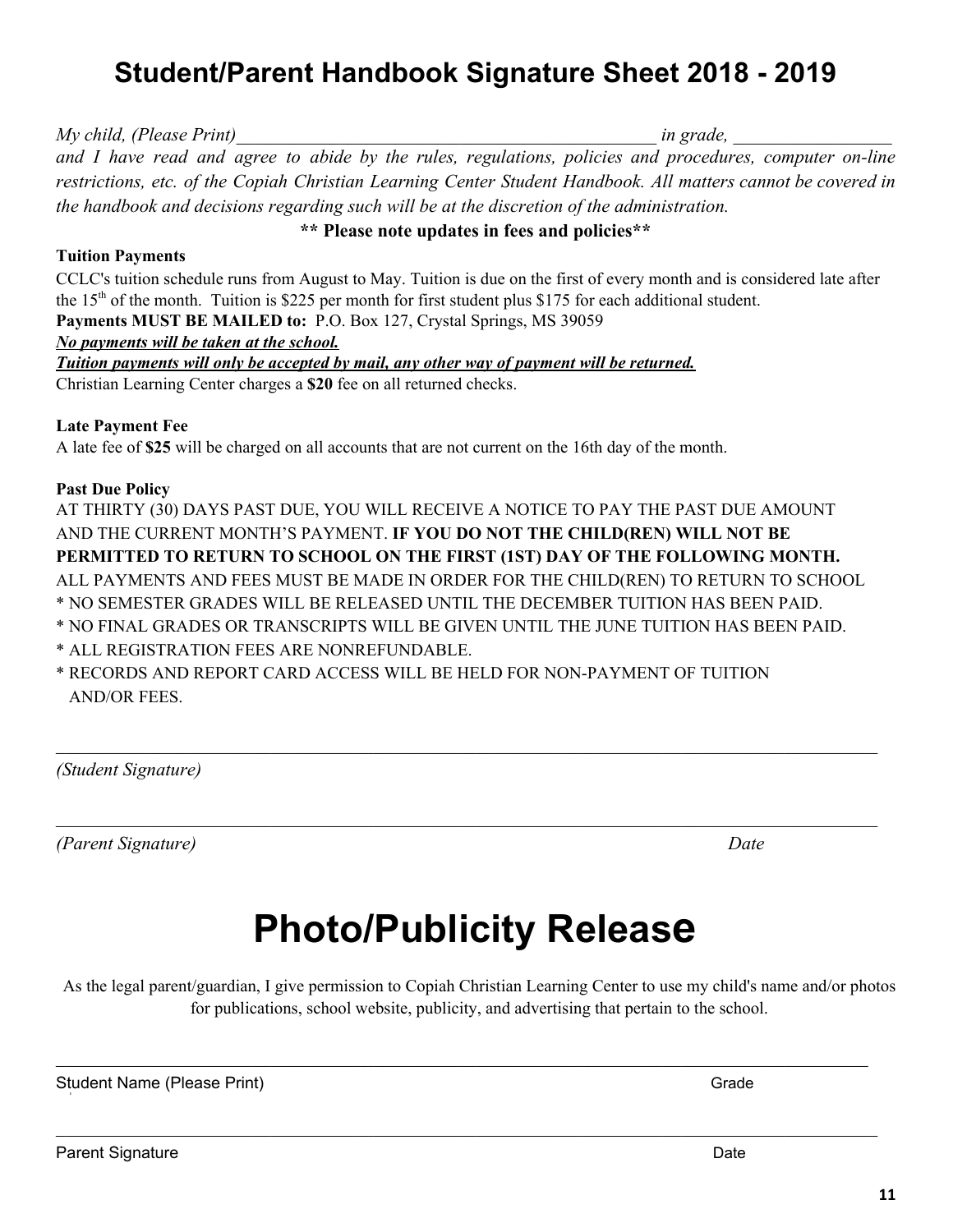# Student/Parent Handbook Signature Sheet 2018 - 2019

*My child, (Please Print)_______________________________________________ in grade, _________________ and I have read and agree to abide by the rules, regulations, policies and procedures, computer on-line restrictions, etc. of the Copiah Christian Learning Center Student Handbook. All matters cannot be covered in the handbook and decisions regarding such will be at the discretion of the administration.*

**** Please note updates in fees and policies****

**Tuition Payments**

CCLC's tuition schedule runs from August to May. Tuition is due on the first of every month and is considered late after the 15th of the month. Tuition is $225 per month for first student plus $175 for each additional student.

**Payments MUST BE MAILED to:** P.O. Box 127, Crystal Springs, MS 39059

***No payments will be taken at the school.***

***Tuition payments will only be accepted by mail, any other way of payment will be returned.***

Christian Learning Center charges a **$20** fee on all returned checks.

**Late Payment Fee**

A late fee of **$25** will be charged on all accounts that are not current on the 16th day of the month.

**Past Due Policy**

AT THIRTY (30) DAYS PAST DUE, YOU WILL RECEIVE A NOTICE TO PAY THE PAST DUE AMOUNT AND THE CURRENT MONTH'S PAYMENT. **IF YOU DO NOT THE CHILD(REN) WILL NOT BE PERMITTED TO RETURN TO SCHOOL ON THE FIRST (1ST) DAY OF THE FOLLOWING MONTH.**

ALL PAYMENTS AND FEES MUST BE MADE IN ORDER FOR THE CHILD(REN) TO RETURN TO SCHOOL

* NO SEMESTER GRADES WILL BE RELEASED UNTIL THE DECEMBER TUITION HAS BEEN PAID.
* NO FINAL GRADES OR TRANSCRIPTS WILL BE GIVEN UNTIL THE JUNE TUITION HAS BEEN PAID.
* ALL REGISTRATION FEES ARE NONREFUNDABLE.
* RECORDS AND REPORT CARD ACCESS WILL BE HELD FOR NON-PAYMENT OF TUITION AND/OR FEES.

_______________________________________________________________________________

*(Student Signature)*

_______________________________________________________________________________

*(Parent Signature)* *Date*

# Photo/Publicity Release

As the legal parent/guardian, I give permission to Copiah Christian Learning Center to use my child's name and/or photos for publications, school website, publicity, and advertising that pertain to the school.

_______________________________________________________________________________

Student Name (Please Print) Grade

_______________________________________________________________________________

Parent Signature Date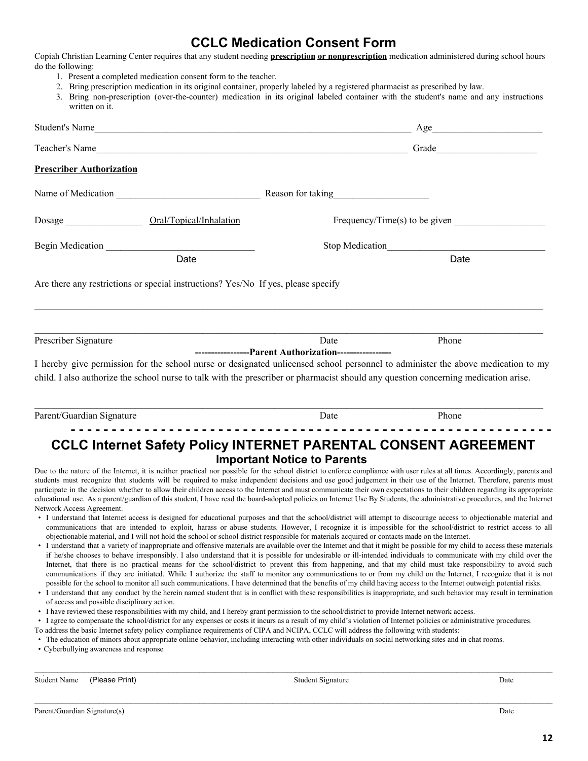# CCLC Medication Consent Form

Copiah Christian Learning Center requires that any student needing **prescription or nonprescription** medication administered during school hours do the following:

1. Present a completed medication consent form to the teacher.
2. Bring prescription medication in its original container, properly labeled by a registered pharmacist as prescribed by law.
3. Bring non-prescription (over-the-counter) medication in its original labeled container with the student's name and any instructions written on it.

Student's Name_______________________________________________________________________ Age_______________________

Teacher's Name_______________________________________________________________________ Grade_____________________

**Prescriber Authorization**

Name of Medication ______________________________ Reason for taking____________________

Dosage ________________ Oral/Topical/Inhalation Frequency/Time(s) to be given ___________________

Begin Medication _______________________________ Stop Medication_________________________________

Date Date

Are there any restrictions or special instructions? Yes/No If yes, please specify

_____________________________________________________________________________________________________

_____________________________________________________________________________________________________

Prescriber Signature Date Phone

**-----------------Parent Authorization-----------------**

I hereby give permission for the school nurse or designated unlicensed school personnel to administer the above medication to my child. I also authorize the school nurse to talk with the prescriber or pharmacist should any question concerning medication arise.

_____________________________________________________________________________________________________

Parent/Guardian Signature Date Phone

---

# CCLC Internet Safety Policy INTERNET PARENTAL CONSENT AGREEMENT

## Important Notice to Parents

Due to the nature of the Internet, it is neither practical nor possible for the school district to enforce compliance with user rules at all times. Accordingly, parents and students must recognize that students will be required to make independent decisions and use good judgement in their use of the Internet. Therefore, parents must participate in the decision whether to allow their children access to the Internet and must communicate their own expectations to their children regarding its appropriate educational use. As a parent/guardian of this student, I have read the board-adopted policies on Internet Use By Students, the administrative procedures, and the Internet Network Access Agreement.

- I understand that Internet access is designed for educational purposes and that the school/district will attempt to discourage access to objectionable material and communications that are intended to exploit, harass or abuse students. However, I recognize it is impossible for the school/district to restrict access to all objectionable material, and I will not hold the school or school district responsible for materials acquired or contacts made on the Internet.
- I understand that a variety of inappropriate and offensive materials are available over the Internet and that it might be possible for my child to access these materials if he/she chooses to behave irresponsibly. I also understand that it is possible for undesirable or ill-intended individuals to communicate with my child over the Internet, that there is no practical means for the school/district to prevent this from happening, and that my child must take responsibility to avoid such communications if they are initiated. While I authorize the staff to monitor any communications to or from my child on the Internet, I recognize that it is not possible for the school to monitor all such communications. I have determined that the benefits of my child having access to the Internet outweigh potential risks.
- I understand that any conduct by the herein named student that is in conflict with these responsibilities is inappropriate, and such behavior may result in termination of access and possible disciplinary action.
- I have reviewed these responsibilities with my child, and I hereby grant permission to the school/district to provide Internet network access.
- I agree to compensate the school/district for any expenses or costs it incurs as a result of my child's violation of Internet policies or administrative procedures.

To address the basic Internet safety policy compliance requirements of CIPA and NCIPA, CCLC will address the following with students:

- The education of minors about appropriate online behavior, including interacting with other individuals on social networking sites and in chat rooms.
- Cyberbullying awareness and response

_____________________________________________________________________________________________________

Student Name (Please Print) Student Signature Date

_____________________________________________________________________________________________________

Parent/Guardian Signature(s) Date